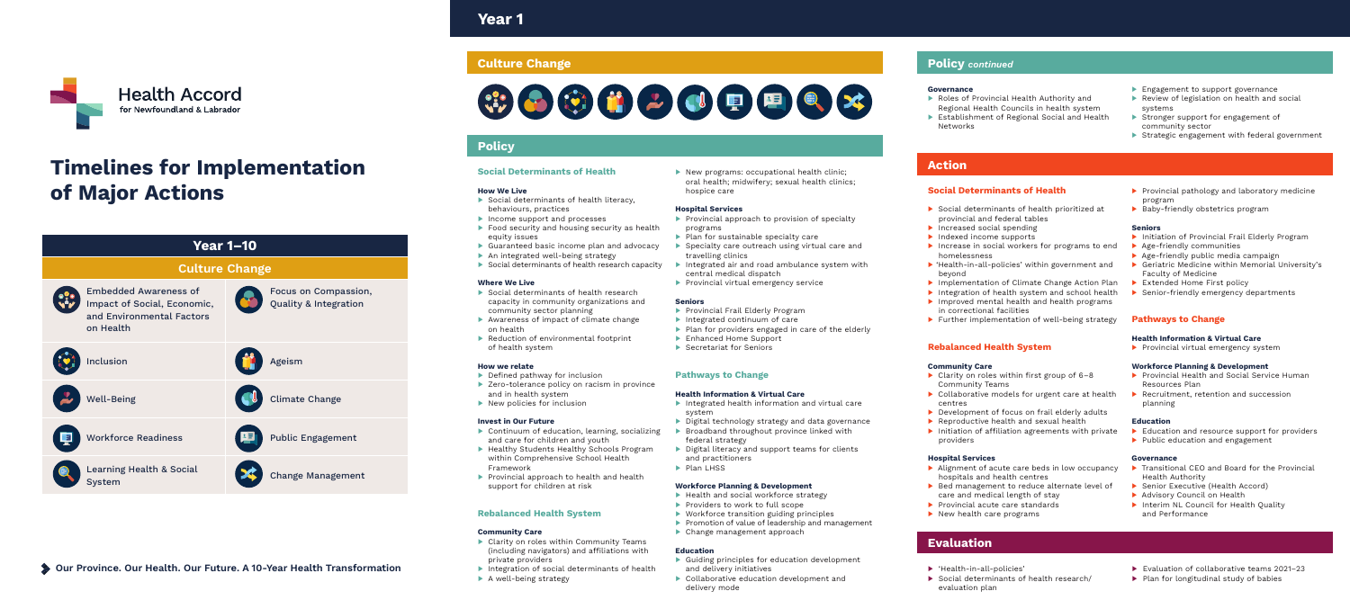Health Accord for Newfoundland & Labrador

# Timelines for Implementation of Major Actions

## Year 1–10

### Culture Change

- Embedded Awareness of Impact of Social, Economic, and Environmental Factors on Health
- Focus on Compassion, Quality & Integration
- Inclusion
- Ageism
- Well-Being
- Climate Change
- Workforce Readiness
- Public Engagement
- Learning Health & Social System
- Change Management

Our Province. Our Health. Our Future. A 10-Year Health Transformation

## Year 1

### Culture Change

### Policy

#### Social Determinants of Health

**How We Live**

- Social determinants of health literacy, behaviours, practices
- Income support and processes
- Food security and housing security as health equity issues
- Guaranteed basic income plan and advocacy
- An integrated well-being strategy
- Social determinants of health research capacity

**Where We Live**

- Social determinants of health research capacity in community organizations and community sector planning
- Awareness of impact of climate change on health
- Reduction of environmental footprint of health system

**How we relate**

- Defined pathway for inclusion
- Zero-tolerance policy on racism in province and in health system
- New policies for inclusion

**Invest in Our Future**

- Continuum of education, learning, socializing and care for children and youth
- Healthy Students Healthy Schools Program within Comprehensive School Health Framework
- Provincial approach to health and health support for children at risk

#### Rebalanced Health System

**Community Care**

- Clarity on roles within Community Teams (including navigators) and affiliations with private providers
- Integration of social determinants of health
- A well-being strategy
- New programs: occupational health clinic; oral health; midwifery; sexual health clinics; hospice care

**Hospital Services**

- Provincial approach to provision of specialty programs
- Plan for sustainable specialty care
- Specialty care outreach using virtual care and travelling clinics
- Integrated air and road ambulance system with central medical dispatch
- Provincial virtual emergency service

**Seniors**

- Provincial Frail Elderly Program
- Integrated continuum of care
- Plan for providers engaged in care of the elderly
- Enhanced Home Support
- Secretariat for Seniors

#### Pathways to Change

**Health Information & Virtual Care**

- Integrated health information and virtual care system
- Digital technology strategy and data governance
- Broadband throughout province linked with federal strategy
- Digital literacy and support teams for clients and practitioners
- Plan LHSS

**Workforce Planning & Development**

- Health and social workforce strategy
- Providers to work to full scope
- Workforce transition guiding principles
- Promotion of value of leadership and management
- Change management approach

**Education**

- Guiding principles for education development and delivery initiatives
- Collaborative education development and delivery mode

### Policy *continued*

**Governance**

- Roles of Provincial Health Authority and Regional Health Councils in health system
- Establishment of Regional Social and Health Networks
- Engagement to support governance
- Review of legislation on health and social systems
- Stronger support for engagement of community sector
- Strategic engagement with federal government

### Action

#### Social Determinants of Health

- Social determinants of health prioritized at provincial and federal tables
- Increased social spending
- Indexed income supports
- Increase in social workers for programs to end homelessness
- 'Health-in-all-policies' within government and beyond
- Implementation of Climate Change Action Plan
- Integration of health system and school health
- Improved mental health and health programs in correctional facilities
- Further implementation of well-being strategy
- Provincial pathology and laboratory medicine program
- Baby-friendly obstetrics program

**Seniors**

- Initiation of Provincial Frail Elderly Program
- Age-friendly communities
- Age-friendly public media campaign
- Geriatric Medicine within Memorial University's Faculty of Medicine
- Extended Home First policy
- Senior-friendly emergency departments

#### Rebalanced Health System

**Community Care**

- Clarity on roles within first group of 6–8 Community Teams
- Collaborative models for urgent care at health centres
- Development of focus on frail elderly adults
- Reproductive health and sexual health
- Initiation of affiliation agreements with private providers

**Hospital Services**

- Alignment of acute care beds in low occupancy hospitals and health centres
- Bed management to reduce alternate level of care and medical length of stay
- Provincial acute care standards
- New health care programs

#### Pathways to Change

**Health Information & Virtual Care**

- Provincial virtual emergency system

**Workforce Planning & Development**

- Provincial Health and Social Service Human Resources Plan
- Recruitment, retention and succession planning

**Education**

- Education and resource support for providers
- Public education and engagement

**Governance**

- Transitional CEO and Board for the Provincial Health Authority
- Senior Executive (Health Accord)
- Advisory Council on Health
- Interim NL Council for Health Quality and Performance

### Evaluation

- 'Health-in-all-policies'
- Social determinants of health research/ evaluation plan
- Evaluation of collaborative teams 2021–23
- Plan for longitudinal study of babies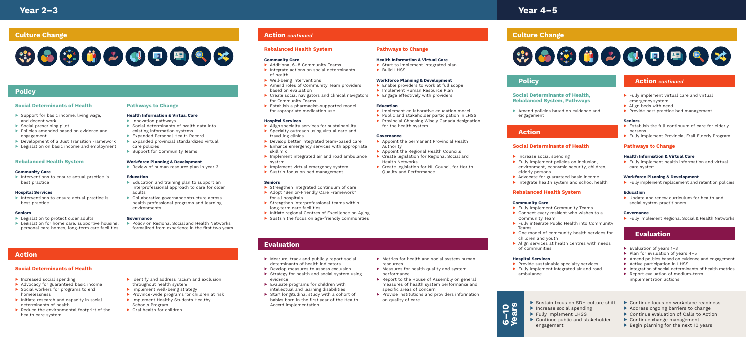# Year 2–3

## Culture Change

## Policy

### Social Determinants of Health

- Support for basic income, living wage, and decent work
- Social prescribing pilot
- Policies amended based on evidence and engagement
- Development of a Just Transition Framework
- Legislation on basic income and employment

### Rebalanced Health System

#### Community Care

- Interventions to ensure actual practice is best practice

#### Hospital Services

- Interventions to ensure actual practice is best practice

#### Seniors

- Legislation to protect older adults
- Legislation for home care, supportive housing, personal care homes, long-term care facilities

### Pathways to Change

#### Health Information & Virtual Care

- Innovation pathways
- Social determinants of health data into existing information systems
- Expanded Personal Health Record
- Expanded provincial standardized virtual care policies
- Support for Community Teams

#### Workforce Planning & Development

- Review of human resource plan in year 3

#### Education

- Education and training plan to support an interprofessional approach to care for older adults
- Collaborative governance structure across health professional programs and learning environments

#### Governance

- Policy on Regional Social and Health Networks formalized from experience in the first two years

## Action

### Social Determinants of Health

- Increased social spending
- Advocacy for guaranteed basic income
- Social workers for programs to end homelessness
- Initiate research and capacity in social determinants of health
- Reduce the environmental footprint of the health care system
- Identify and address racism and exclusion throughout health system
- Implement well-being strategy
- Province-wide programs for children at risk
- Implement Healthy Students Healthy Schools Program
- Oral health for children

## Action *continued*

### Rebalanced Health System

#### Community Care

- Additional 6–8 Community Teams
- Integrate actions on social determinants of health
- Well-being interventions
- Amend roles of Community Team providers based on evaluation
- Create social navigators and clinical navigators for Community Teams
- Establish a pharmacist-supported model for appropriate medication use

#### Hospital Services

- Align specialty services for sustainability
- Specialty outreach using virtual care and travelling clinics
- Develop better integrated team-based care
- Enhance emergency services with appropriate skill mix
- Implement integrated air and road ambulance system
- Implement virtual emergency system
- Sustain focus on bed management

#### Seniors

- Strengthen integrated continuum of care
- Adopt "Senior-Friendly Care Framework" for all hospitals
- Strengthen interprofessional teams within long-term care facilities
- Initiate regional Centres of Excellence on Aging
- Sustain the focus on age-friendly communities

### Pathways to Change

#### Health Information & Virtual Care

- Start to implement integrated plan
- Build LHSS

#### Workforce Planning & Development

- Enable providers to work at full scope
- Implement Human Resource Plan
- Engage effectively with providers

#### Education

- Implement collaborative education model
- Public and stakeholder participation in LHSS
- Provincial Choosing Wisely Canada designation for the health system

#### Governance

- Appoint the permanent Provincial Health Authority
- Appoint the Regional Health Councils
- Create legislation for Regional Social and Health Networks
- Create legislation for NL Council for Health Quality and Performance

## Evaluation

- Measure, track and publicly report social determinants of health indicators
- Develop measures to assess exclusion
- Strategy for health and social system using evidence
- Evaluate programs for children with intellectual and learning disabilities
- Start longitudinal study with a cohort of babies born in the first year of the Health Accord implementation
- Metrics for health and social system human resources
- Measures for health quality and system performance
- Report to the House of Assembly on general measures of health system performance and specific areas of concern
- Provide institutions and providers information on quality of care

# Year 4–5

## Culture Change

## Policy

### Social Determinants of Health, Rebalanced System, Pathways

- Amend policies based on evidence and engagement

## Action

### Social Determinants of Health

- Increase social spending
- Fully implement policies on inclusion, environment, economic security, children, elderly persons
- Advocate for guaranteed basic income
- Integrate health system and school health

### Rebalanced Health System

#### Community Care

- Fully implement Community Teams
- Connect every resident who wishes to a Community Team
- Fully integrate Public Health into Community Teams
- One model of community health services for children and youth
- Align services at health centres with needs of communities

#### Hospital Services

- Provide sustainable specialty services
- Fully implement integrated air and road ambulance

## Action *continued*

- Fully implement virtual care and virtual emergency system
- Align beds with need
- Provide best practice bed management

#### Seniors

- Establish the full continuum of care for elderly persons
- Fully implement Provincial Frail Elderly Program

### Pathways to Change

#### Health Information & Virtual Care

- Fully implement health information and virtual care system

#### Workforce Planning & Development

- Fully implement replacement and retention policies

#### Education

- Update and renew curriculum for health and social system practitioners

#### Governance

- Fully implement Regional Social & Health Networks

## Evaluation

- Evaluation of years 1–3
- Plan for evaluation of years 4–5
- Amend policies based on evidence and engagement
- Active participation in LHSS
- Integration of social determinants of health metrics
- Report evaluation of medium-term implementation actions

# 6–10 Years

- Sustain focus on SDH culture shift
- Increase social spending
- Fully implement LHSS
- Continue public and stakeholder engagement
- Continue focus on workplace readiness
- Address ongoing barriers to change
- Continue evaluation of Calls to Action
- Continue change management
- Begin planning for the next 10 years